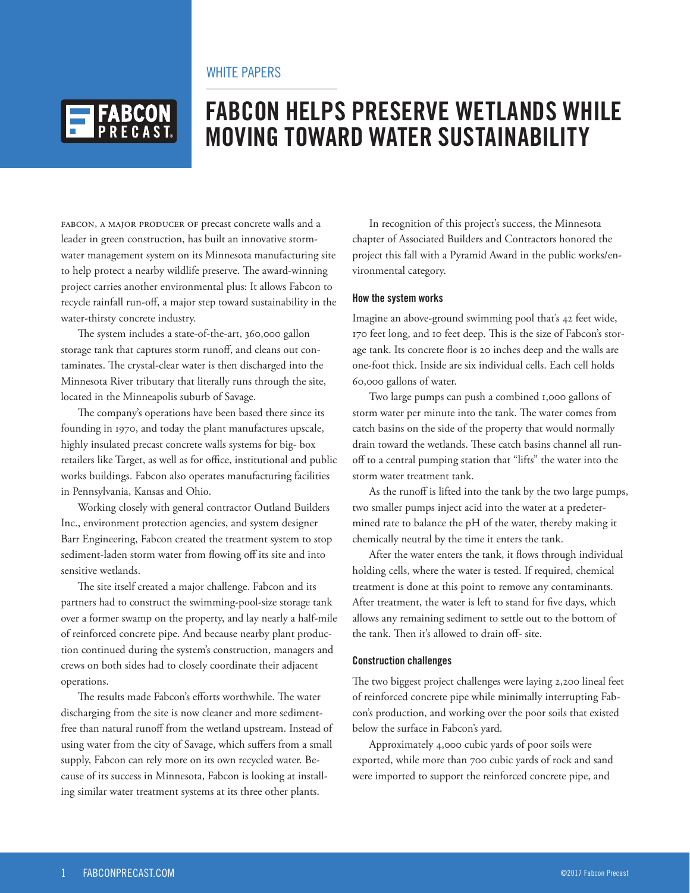WHITE PAPERS

# FABCON HELPS PRESERVE WETLANDS WHILE MOVING TOWARD WATER SUSTAINABILITY

FABCON, A MAJOR PRODUCER OF precast concrete walls and a leader in green construction, has built an innovative stormwater management system on its Minnesota manufacturing site to help protect a nearby wildlife preserve. The award-winning project carries another environmental plus: It allows Fabcon to recycle rainfall run-off, a major step toward sustainability in the water-thirsty concrete industry.

The system includes a state-of-the-art, 360,000 gallon storage tank that captures storm runoff, and cleans out contaminates. The crystal-clear water is then discharged into the Minnesota River tributary that literally runs through the site, located in the Minneapolis suburb of Savage.

The company's operations have been based there since its founding in 1970, and today the plant manufactures upscale, highly insulated precast concrete walls systems for big- box retailers like Target, as well as for office, institutional and public works buildings. Fabcon also operates manufacturing facilities in Pennsylvania, Kansas and Ohio.

Working closely with general contractor Outland Builders Inc., environment protection agencies, and system designer Barr Engineering, Fabcon created the treatment system to stop sediment-laden storm water from flowing off its site and into sensitive wetlands.

The site itself created a major challenge. Fabcon and its partners had to construct the swimming-pool-size storage tank over a former swamp on the property, and lay nearly a half-mile of reinforced concrete pipe. And because nearby plant production continued during the system's construction, managers and crews on both sides had to closely coordinate their adjacent operations.

The results made Fabcon's efforts worthwhile. The water discharging from the site is now cleaner and more sediment-free than natural runoff from the wetland upstream. Instead of using water from the city of Savage, which suffers from a small supply, Fabcon can rely more on its own recycled water. Because of its success in Minnesota, Fabcon is looking at installing similar water treatment systems at its three other plants.

In recognition of this project's success, the Minnesota chapter of Associated Builders and Contractors honored the project this fall with a Pyramid Award in the public works/environmental category.

### How the system works

Imagine an above-ground swimming pool that's 42 feet wide, 170 feet long, and 10 feet deep. This is the size of Fabcon's storage tank. Its concrete floor is 20 inches deep and the walls are one-foot thick. Inside are six individual cells. Each cell holds 60,000 gallons of water.

Two large pumps can push a combined 1,000 gallons of storm water per minute into the tank. The water comes from catch basins on the side of the property that would normally drain toward the wetlands. These catch basins channel all runoff to a central pumping station that "lifts" the water into the storm water treatment tank.

As the runoff is lifted into the tank by the two large pumps, two smaller pumps inject acid into the water at a predetermined rate to balance the pH of the water, thereby making it chemically neutral by the time it enters the tank.

After the water enters the tank, it flows through individual holding cells, where the water is tested. If required, chemical treatment is done at this point to remove any contaminants. After treatment, the water is left to stand for five days, which allows any remaining sediment to settle out to the bottom of the tank. Then it's allowed to drain off- site.

### Construction challenges

The two biggest project challenges were laying 2,200 lineal feet of reinforced concrete pipe while minimally interrupting Fabcon's production, and working over the poor soils that existed below the surface in Fabcon's yard.

Approximately 4,000 cubic yards of poor soils were exported, while more than 700 cubic yards of rock and sand were imported to support the reinforced concrete pipe, and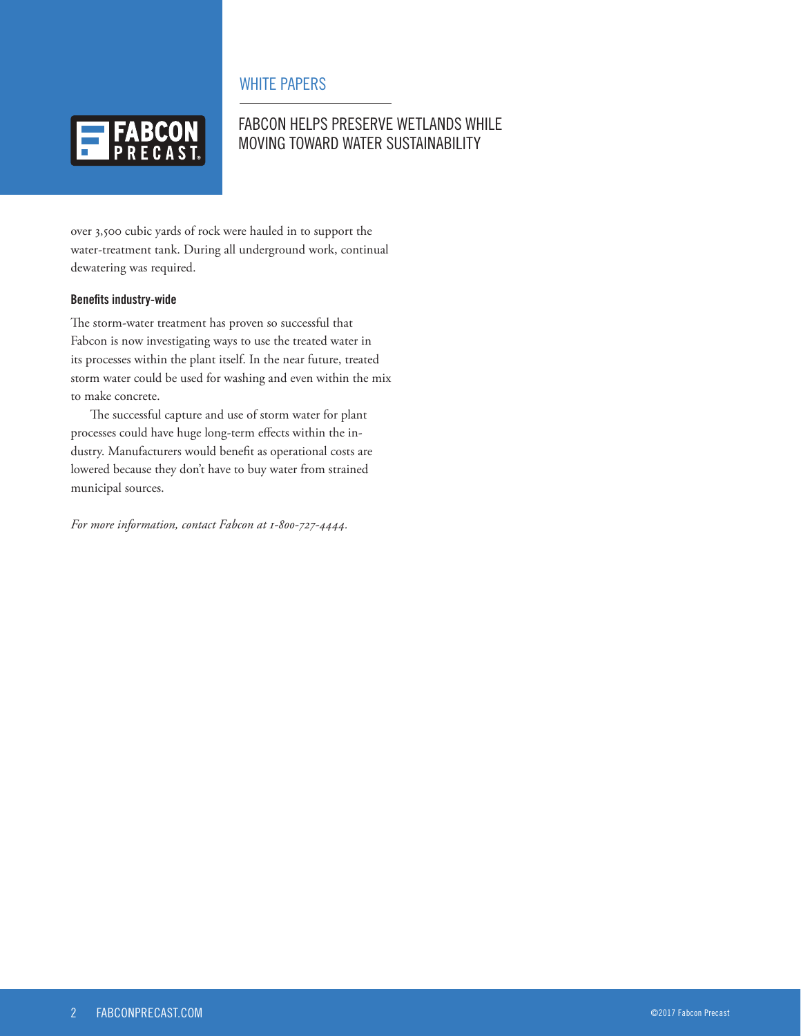over 3,500 cubic yards of rock were hauled in to support the water-treatment tank. During all underground work, continual dewatering was required.

**Benefits industry-wide**

The storm-water treatment has proven so successful that Fabcon is now investigating ways to use the treated water in its processes within the plant itself. In the near future, treated storm water could be used for washing and even within the mix to make concrete.

The successful capture and use of storm water for plant processes could have huge long-term effects within the industry. Manufacturers would benefit as operational costs are lowered because they don't have to buy water from strained municipal sources.

*For more information, contact Fabcon at 1-800-727-4444.*